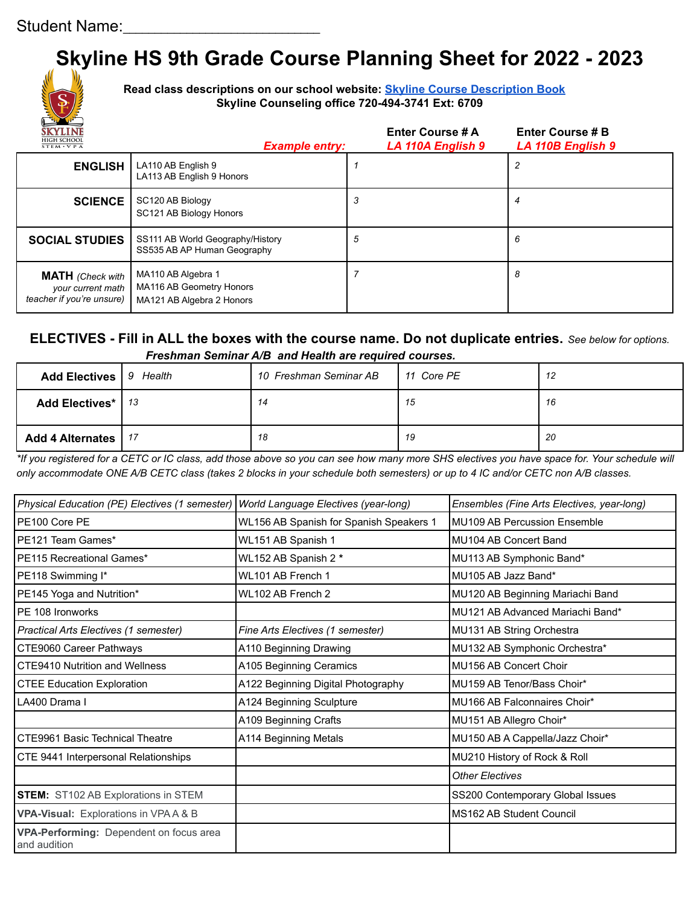Student Name:______________________

# Skyline HS 9th Grade Course Planning Sheet for 2022 - 2023

**Read class descriptions on our school website: Skyline Course Description Book**
**Skyline Counseling office 720-494-3741 Ext: 6709**

| | ***Example entry:*** | **Enter Course # A** ***LA 110A English 9*** | **Enter Course # B** ***LA 110B English 9*** |
|---|---|---|---|
| **ENGLISH** | LA110 AB English 9<br>LA113 AB English 9 Honors | 1 | 2 |
| **SCIENCE** | SC120 AB Biology<br>SC121 AB Biology Honors | 3 | 4 |
| **SOCIAL STUDIES** | SS111 AB World Geography/History<br>SS535 AB AP Human Geography | 5 | 6 |
| **MATH** *(Check with your current math teacher if you're unsure)* | MA110 AB Algebra 1<br>MA116 AB Geometry Honors<br>MA121 AB Algebra 2 Honors | 7 | 8 |

## ELECTIVES - Fill in ALL the boxes with the course name. Do not duplicate entries. *See below for options.*

***Freshman Seminar A/B and Health are required courses.***

| | | | | |
|---|---|---|---|---|
| **Add Electives** | *9 Health* | *10 Freshman Seminar AB* | *11 Core PE* | *12* |
| **Add Electives\*** | *13* | *14* | *15* | *16* |
| **Add 4 Alternates** | *17* | *18* | *19* | *20* |

*\*If you registered for a CETC or IC class, add those above so you can see how many more SHS electives you have space for. Your schedule will only accommodate ONE A/B CETC class (takes 2 blocks in your schedule both semesters) or up to 4 IC and/or CETC non A/B classes.*

| *Physical Education (PE) Electives (1 semester)* | *World Language Electives (year-long)* | *Ensembles (Fine Arts Electives, year-long)* |
|---|---|---|
| PE100 Core PE | WL156 AB Spanish for Spanish Speakers 1 | MU109 AB Percussion Ensemble |
| PE121 Team Games* | WL151 AB Spanish 1 | MU104 AB Concert Band |
| PE115 Recreational Games* | WL152 AB Spanish 2 * | MU113 AB Symphonic Band* |
| PE118 Swimming I* | WL101 AB French 1 | MU105 AB Jazz Band* |
| PE145 Yoga and Nutrition* | WL102 AB French 2 | MU120 AB Beginning Mariachi Band |
| PE 108 Ironworks | | MU121 AB Advanced Mariachi Band* |
| *Practical Arts Electives (1 semester)* | *Fine Arts Electives (1 semester)* | MU131 AB String Orchestra |
| CTE9060 Career Pathways | A110 Beginning Drawing | MU132 AB Symphonic Orchestra* |
| CTE9410 Nutrition and Wellness | A105 Beginning Ceramics | MU156 AB Concert Choir |
| CTEE Education Exploration | A122 Beginning Digital Photography | MU159 AB Tenor/Bass Choir* |
| LA400 Drama I | A124 Beginning Sculpture | MU166 AB Falconnaires Choir* |
| | A109 Beginning Crafts | MU151 AB Allegro Choir* |
| CTE9961 Basic Technical Theatre | A114 Beginning Metals | MU150 AB A Cappella/Jazz Choir* |
| CTE 9441 Interpersonal Relationships | | MU210 History of Rock & Roll |
| | | *Other Electives* |
| **STEM:** ST102 AB Explorations in STEM | | SS200 Contemporary Global Issues |
| **VPA-Visual:** Explorations in VPA A & B | | MS162 AB Student Council |
| **VPA-Performing:** Dependent on focus area and audition | | |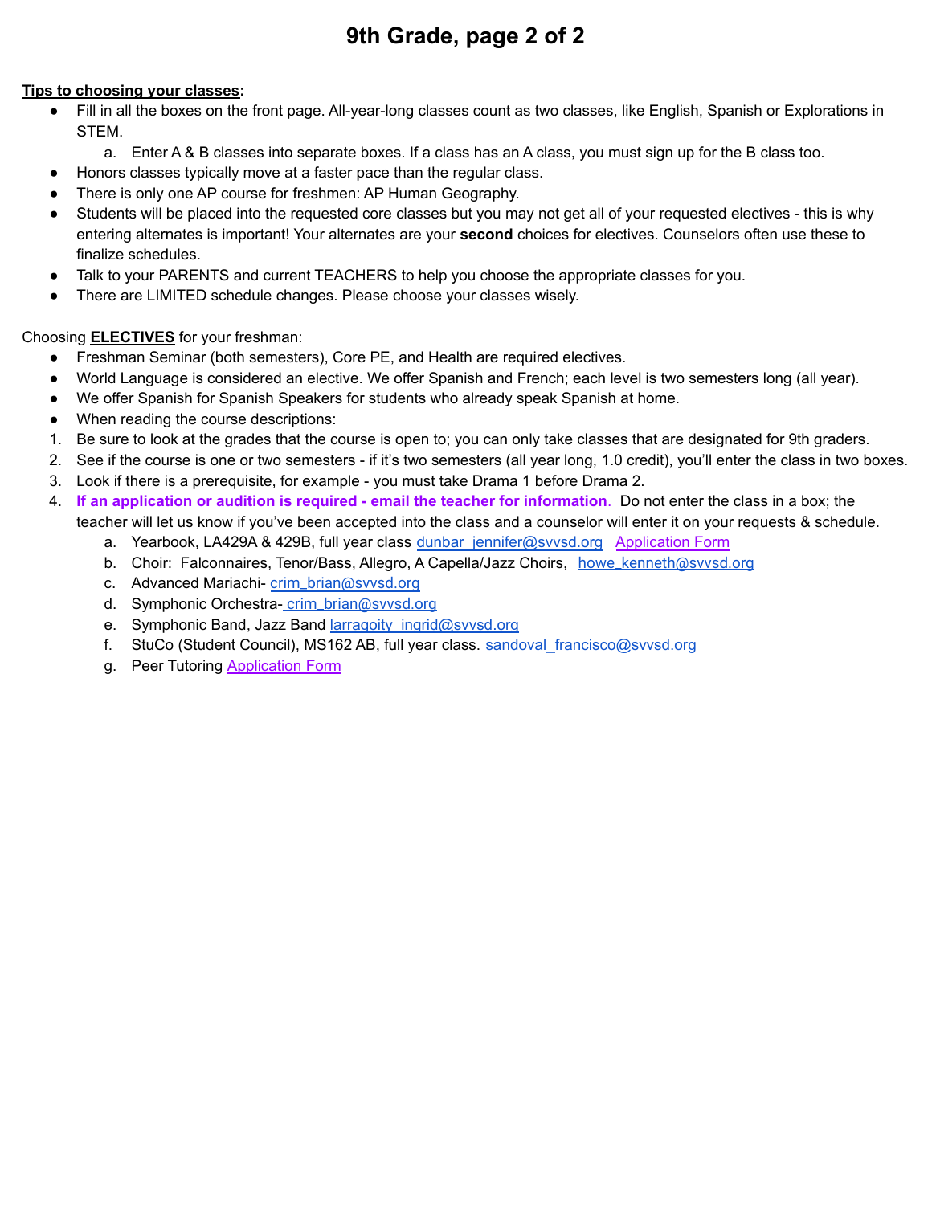# 9th Grade, page 2 of 2

**Tips to choosing your classes:**

- Fill in all the boxes on the front page. All-year-long classes count as two classes, like English, Spanish or Explorations in STEM.
  a. Enter A & B classes into separate boxes. If a class has an A class, you must sign up for the B class too.
- Honors classes typically move at a faster pace than the regular class.
- There is only one AP course for freshmen: AP Human Geography.
- Students will be placed into the requested core classes but you may not get all of your requested electives - this is why entering alternates is important! Your alternates are your **second** choices for electives. Counselors often use these to finalize schedules.
- Talk to your PARENTS and current TEACHERS to help you choose the appropriate classes for you.
- There are LIMITED schedule changes. Please choose your classes wisely.

Choosing **ELECTIVES** for your freshman:

- Freshman Seminar (both semesters), Core PE, and Health are required electives.
- World Language is considered an elective. We offer Spanish and French; each level is two semesters long (all year).
- We offer Spanish for Spanish Speakers for students who already speak Spanish at home.
- When reading the course descriptions:

1. Be sure to look at the grades that the course is open to; you can only take classes that are designated for 9th graders.
2. See if the course is one or two semesters - if it's two semesters (all year long, 1.0 credit), you'll enter the class in two boxes.
3. Look if there is a prerequisite, for example - you must take Drama 1 before Drama 2.
4. **If an application or audition is required - email the teacher for information**. Do not enter the class in a box; the teacher will let us know if you've been accepted into the class and a counselor will enter it on your requests & schedule.
   a. Yearbook, LA429A & 429B, full year class dunbar_jennifer@svvsd.org Application Form
   b. Choir: Falconnaires, Tenor/Bass, Allegro, A Capella/Jazz Choirs, howe_kenneth@svvsd.org
   c. Advanced Mariachi- crim_brian@svvsd.org
   d. Symphonic Orchestra- crim_brian@svvsd.org
   e. Symphonic Band, Jazz Band larragoity_ingrid@svvsd.org
   f. StuCo (Student Council), MS162 AB, full year class. sandoval_francisco@svvsd.org
   g. Peer Tutoring Application Form